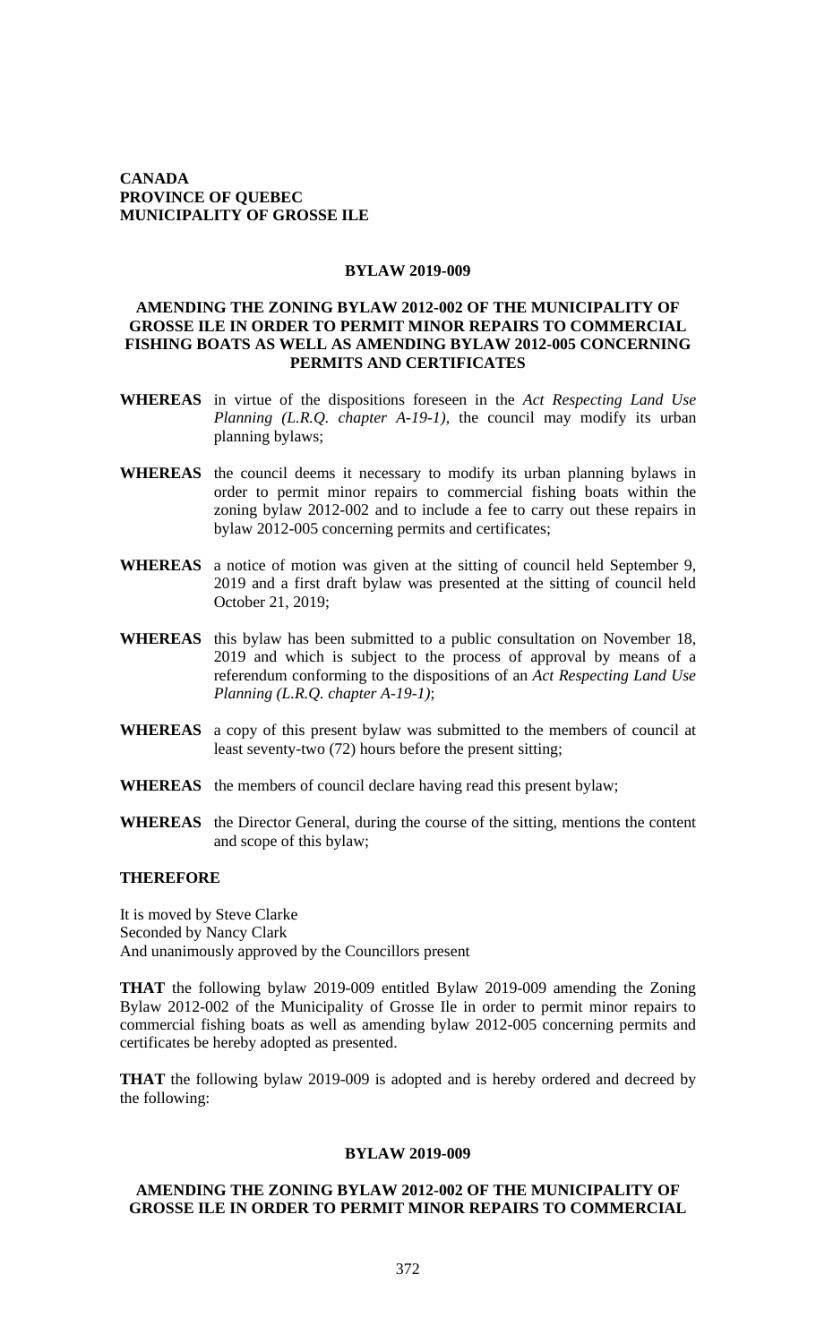**CANADA**
**PROVINCE OF QUEBEC**
**MUNICIPALITY OF GROSSE ILE**

## BYLAW 2019-009

### AMENDING THE ZONING BYLAW 2012-002 OF THE MUNICIPALITY OF GROSSE ILE IN ORDER TO PERMIT MINOR REPAIRS TO COMMERCIAL FISHING BOATS AS WELL AS AMENDING BYLAW 2012-005 CONCERNING PERMITS AND CERTIFICATES

**WHEREAS** in virtue of the dispositions foreseen in the *Act Respecting Land Use Planning (L.R.Q. chapter A-19-1)*, the council may modify its urban planning bylaws;

**WHEREAS** the council deems it necessary to modify its urban planning bylaws in order to permit minor repairs to commercial fishing boats within the zoning bylaw 2012-002 and to include a fee to carry out these repairs in bylaw 2012-005 concerning permits and certificates;

**WHEREAS** a notice of motion was given at the sitting of council held September 9, 2019 and a first draft bylaw was presented at the sitting of council held October 21, 2019;

**WHEREAS** this bylaw has been submitted to a public consultation on November 18, 2019 and which is subject to the process of approval by means of a referendum conforming to the dispositions of an *Act Respecting Land Use Planning (L.R.Q. chapter A-19-1)*;

**WHEREAS** a copy of this present bylaw was submitted to the members of council at least seventy-two (72) hours before the present sitting;

**WHEREAS** the members of council declare having read this present bylaw;

**WHEREAS** the Director General, during the course of the sitting, mentions the content and scope of this bylaw;

**THEREFORE**

It is moved by Steve Clarke
Seconded by Nancy Clark
And unanimously approved by the Councillors present

**THAT** the following bylaw 2019-009 entitled Bylaw 2019-009 amending the Zoning Bylaw 2012-002 of the Municipality of Grosse Ile in order to permit minor repairs to commercial fishing boats as well as amending bylaw 2012-005 concerning permits and certificates be hereby adopted as presented.

**THAT** the following bylaw 2019-009 is adopted and is hereby ordered and decreed by the following:

## BYLAW 2019-009

### AMENDING THE ZONING BYLAW 2012-002 OF THE MUNICIPALITY OF GROSSE ILE IN ORDER TO PERMIT MINOR REPAIRS TO COMMERCIAL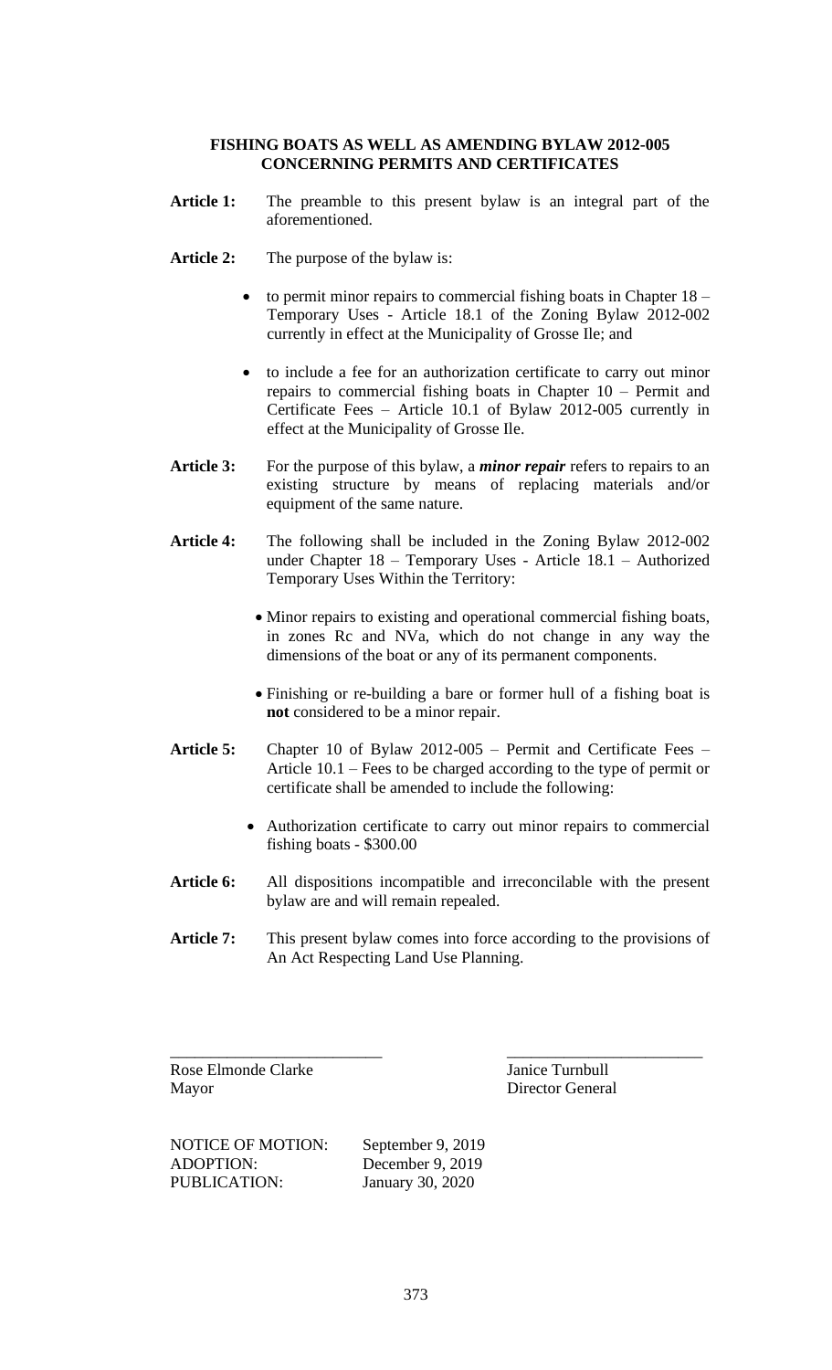**FISHING BOATS AS WELL AS AMENDING BYLAW 2012-005 CONCERNING PERMITS AND CERTIFICATES**

**Article 1:** The preamble to this present bylaw is an integral part of the aforementioned.

**Article 2:** The purpose of the bylaw is:

- to permit minor repairs to commercial fishing boats in Chapter 18 – Temporary Uses - Article 18.1 of the Zoning Bylaw 2012-002 currently in effect at the Municipality of Grosse Ile; and
- to include a fee for an authorization certificate to carry out minor repairs to commercial fishing boats in Chapter 10 – Permit and Certificate Fees – Article 10.1 of Bylaw 2012-005 currently in effect at the Municipality of Grosse Ile.

**Article 3:** For the purpose of this bylaw, a ***minor repair*** refers to repairs to an existing structure by means of replacing materials and/or equipment of the same nature.

**Article 4:** The following shall be included in the Zoning Bylaw 2012-002 under Chapter 18 – Temporary Uses - Article 18.1 – Authorized Temporary Uses Within the Territory:

- Minor repairs to existing and operational commercial fishing boats, in zones Rc and NVa, which do not change in any way the dimensions of the boat or any of its permanent components.
- Finishing or re-building a bare or former hull of a fishing boat is **not** considered to be a minor repair.

**Article 5:** Chapter 10 of Bylaw 2012-005 – Permit and Certificate Fees – Article 10.1 – Fees to be charged according to the type of permit or certificate shall be amended to include the following:

- Authorization certificate to carry out minor repairs to commercial fishing boats - $300.00

**Article 6:** All dispositions incompatible and irreconcilable with the present bylaw are and will remain repealed.

**Article 7:** This present bylaw comes into force according to the provisions of An Act Respecting Land Use Planning.

_________________________ _________________________

Rose Elmonde Clarke — Mayor

Janice Turnbull — Director General

| | |
|---|---|
| NOTICE OF MOTION: | September 9, 2019 |
| ADOPTION: | December 9, 2019 |
| PUBLICATION: | January 30, 2020 |